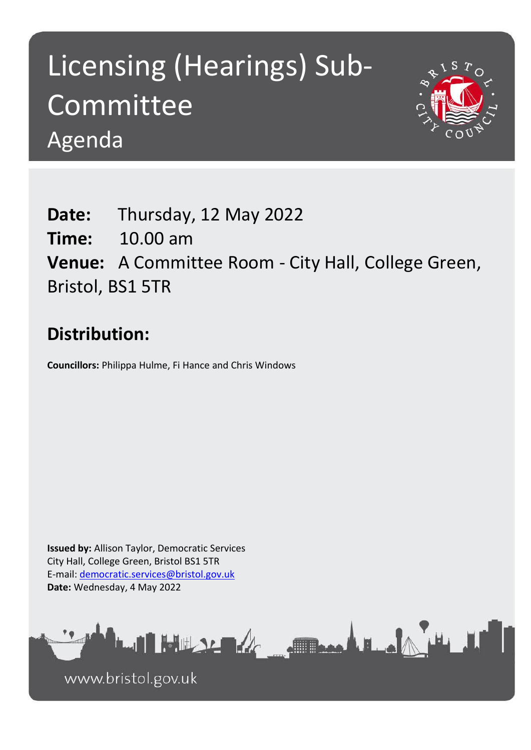# Licensing (Hearings) Sub-Committee

## Agenda

**Date:** Thursday, 12 May 2022

**Time:** 10.00 am

**Venue:** A Committee Room - City Hall, College Green, Bristol, BS1 5TR

## Distribution:

**Councillors:** Philippa Hulme, Fi Hance and Chris Windows

**Issued by:** Allison Taylor, Democratic Services
City Hall, College Green, Bristol BS1 5TR
E-mail: democratic.services@bristol.gov.uk
**Date:** Wednesday, 4 May 2022

www.bristol.gov.uk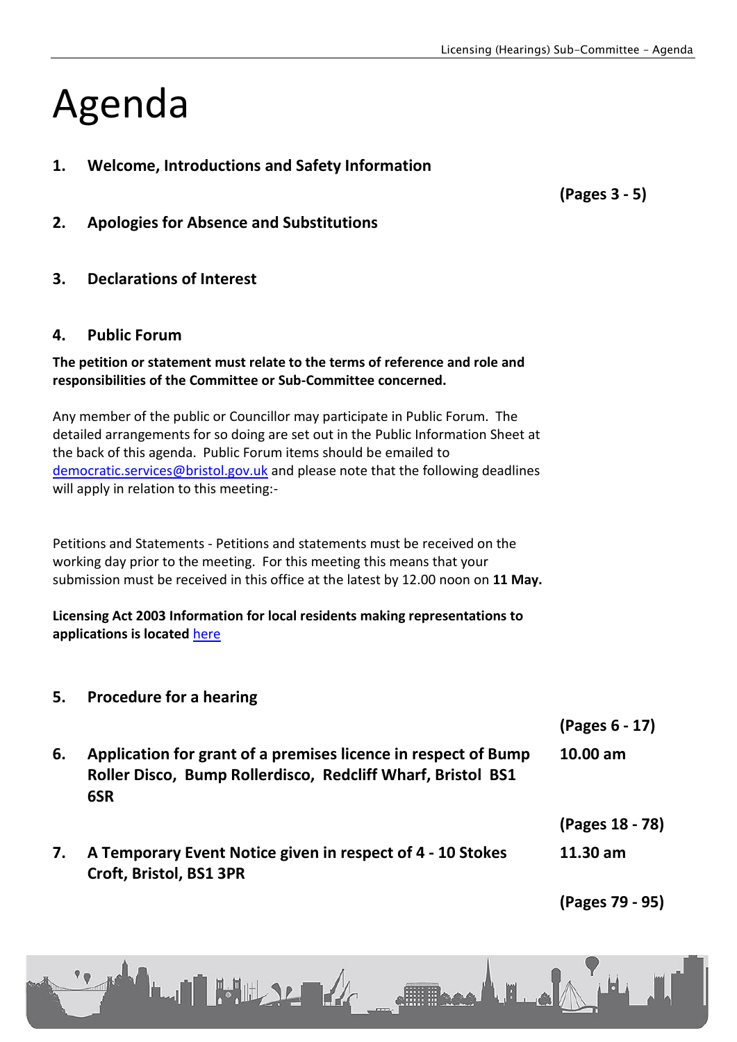# Agenda

**1. Welcome, Introductions and Safety Information**

**(Pages 3 - 5)**

**2. Apologies for Absence and Substitutions**

**3. Declarations of Interest**

**4. Public Forum**

**The petition or statement must relate to the terms of reference and role and responsibilities of the Committee or Sub-Committee concerned.**

Any member of the public or Councillor may participate in Public Forum. The detailed arrangements for so doing are set out in the Public Information Sheet at the back of this agenda. Public Forum items should be emailed to democratic.services@bristol.gov.uk and please note that the following deadlines will apply in relation to this meeting:-

Petitions and Statements - Petitions and statements must be received on the working day prior to the meeting. For this meeting this means that your submission must be received in this office at the latest by 12.00 noon on **11 May.**

**Licensing Act 2003 Information for local residents making representations to applications is located here**

**5. Procedure for a hearing**

**(Pages 6 - 17)**

**6. Application for grant of a premises licence in respect of Bump Roller Disco, Bump Rollerdisco, Redcliff Wharf, Bristol BS1 6SR** **10.00 am**

**(Pages 18 - 78)**

**7. A Temporary Event Notice given in respect of 4 - 10 Stokes Croft, Bristol, BS1 3PR** **11.30 am**

**(Pages 79 - 95)**